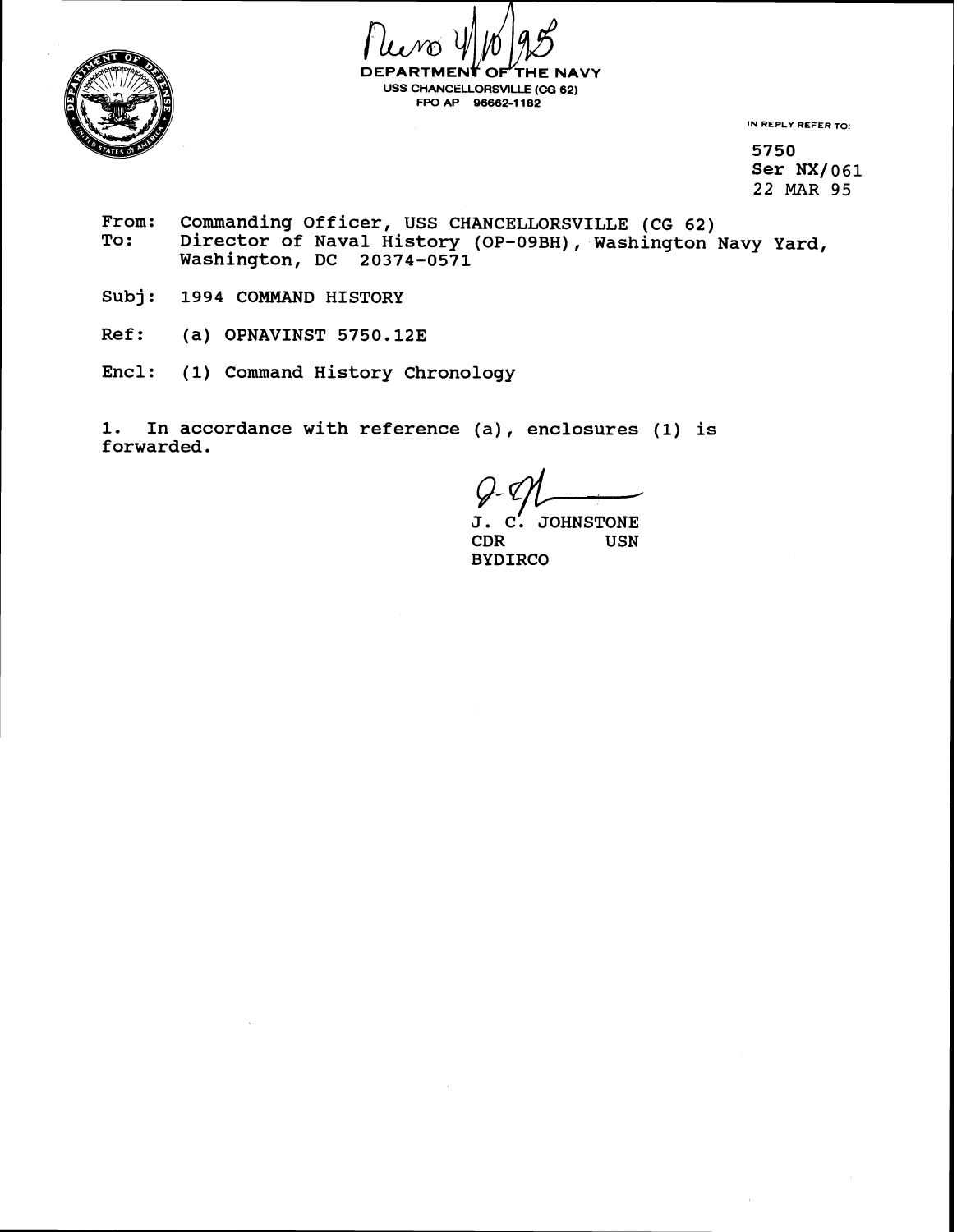Rum 4/10/95

DEPARTMENT OF THE NAVY
USS CHANCELLORSVILLE (CG 62)
FPO AP 96662-1182

IN REPLY REFER TO:

5750
Ser NX/061
22 MAR 95

From: Commanding Officer, USS CHANCELLORSVILLE (CG 62)
To: Director of Naval History (OP-09BH), Washington Navy Yard, Washington, DC 20374-0571

Subj: 1994 COMMAND HISTORY

Ref: (a) OPNAVINST 5750.12E

Encl: (1) Command History Chronology

1. In accordance with reference (a), enclosures (1) is forwarded.

J. C. JOHNSTONE
CDR USN
BYDIRCO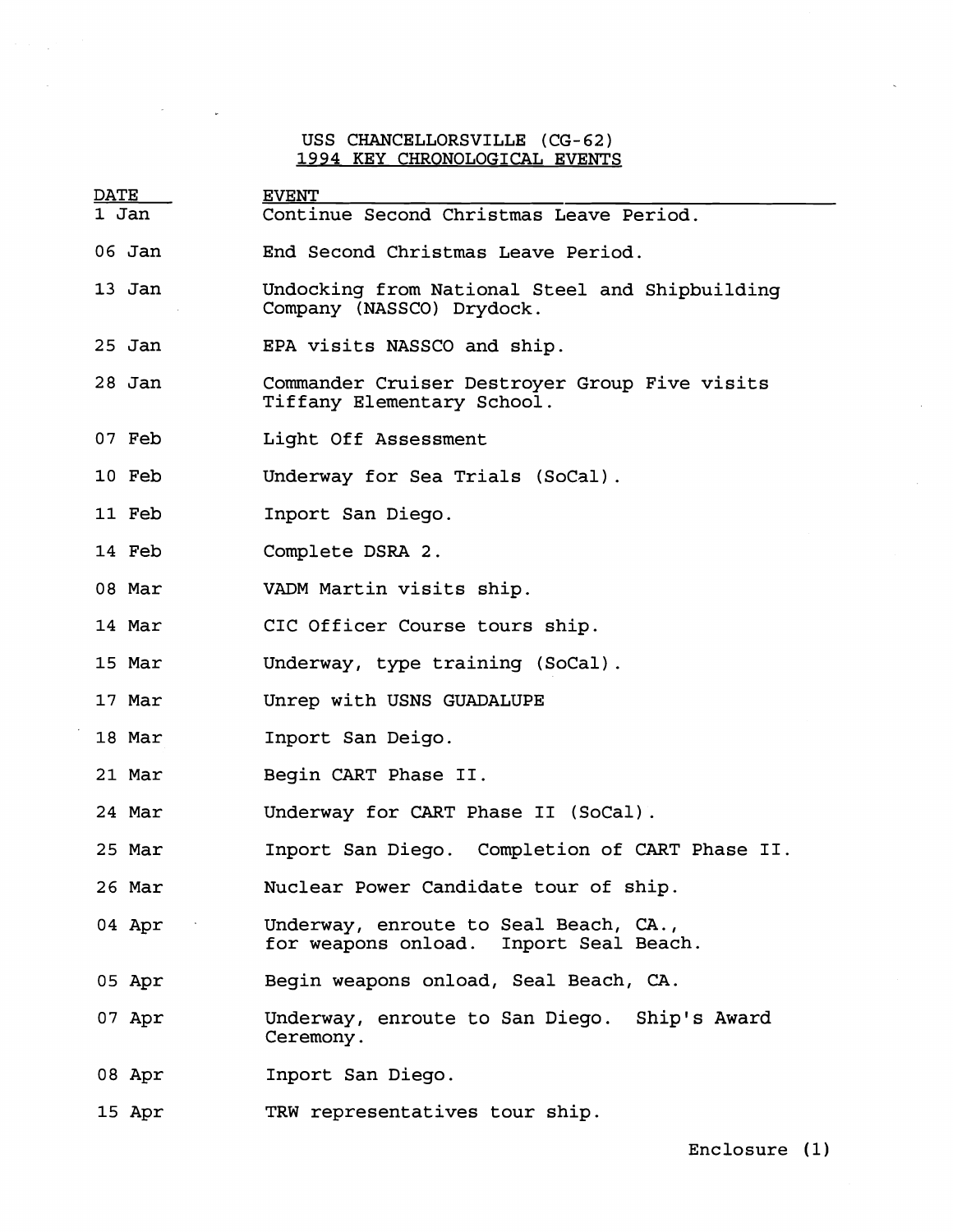# USS CHANCELLORSVILLE (CG-62)
## 1994 KEY CHRONOLOGICAL EVENTS

| DATE | EVENT |
|---|---|
| 1 Jan | Continue Second Christmas Leave Period. |
| 06 Jan | End Second Christmas Leave Period. |
| 13 Jan | Undocking from National Steel and Shipbuilding Company (NASSCO) Drydock. |
| 25 Jan | EPA visits NASSCO and ship. |
| 28 Jan | Commander Cruiser Destroyer Group Five visits Tiffany Elementary School. |
| 07 Feb | Light Off Assessment |
| 10 Feb | Underway for Sea Trials (SoCal). |
| 11 Feb | Inport San Diego. |
| 14 Feb | Complete DSRA 2. |
| 08 Mar | VADM Martin visits ship. |
| 14 Mar | CIC Officer Course tours ship. |
| 15 Mar | Underway, type training (SoCal). |
| 17 Mar | Unrep with USNS GUADALUPE |
| 18 Mar | Inport San Deigo. |
| 21 Mar | Begin CART Phase II. |
| 24 Mar | Underway for CART Phase II (SoCal). |
| 25 Mar | Inport San Diego. Completion of CART Phase II. |
| 26 Mar | Nuclear Power Candidate tour of ship. |
| 04 Apr | Underway, enroute to Seal Beach, CA., for weapons onload. Inport Seal Beach. |
| 05 Apr | Begin weapons onload, Seal Beach, CA. |
| 07 Apr | Underway, enroute to San Diego. Ship's Award Ceremony. |
| 08 Apr | Inport San Diego. |
| 15 Apr | TRW representatives tour ship. |

Enclosure (1)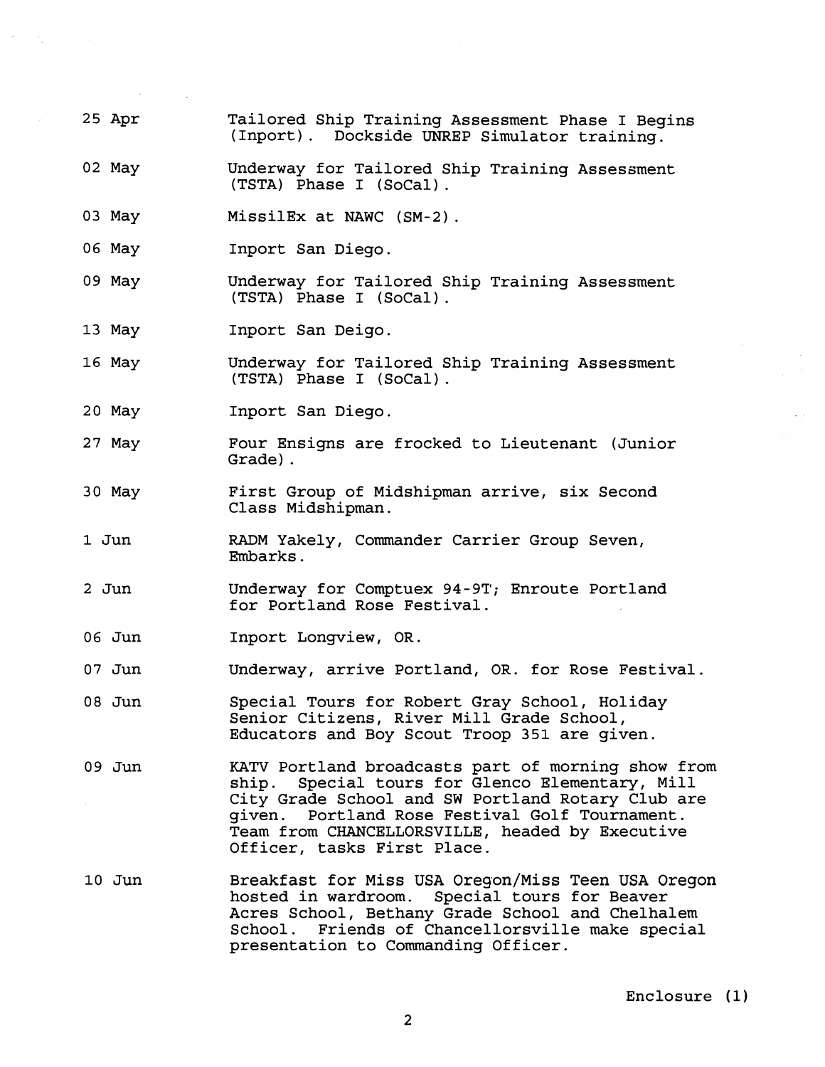| | |
|---|---|
| 25 Apr | Tailored Ship Training Assessment Phase I Begins (Inport). Dockside UNREP Simulator training. |
| 02 May | Underway for Tailored Ship Training Assessment (TSTA) Phase I (SoCal). |
| 03 May | MissilEx at NAWC (SM-2). |
| 06 May | Inport San Diego. |
| 09 May | Underway for Tailored Ship Training Assessment (TSTA) Phase I (SoCal). |
| 13 May | Inport San Deigo. |
| 16 May | Underway for Tailored Ship Training Assessment (TSTA) Phase I (SoCal). |
| 20 May | Inport San Diego. |
| 27 May | Four Ensigns are frocked to Lieutenant (Junior Grade). |
| 30 May | First Group of Midshipman arrive, six Second Class Midshipman. |
| 1 Jun | RADM Yakely, Commander Carrier Group Seven, Embarks. |
| 2 Jun | Underway for Comptuex 94-9T; Enroute Portland for Portland Rose Festival. |
| 06 Jun | Inport Longview, OR. |
| 07 Jun | Underway, arrive Portland, OR. for Rose Festival. |
| 08 Jun | Special Tours for Robert Gray School, Holiday Senior Citizens, River Mill Grade School, Educators and Boy Scout Troop 351 are given. |
| 09 Jun | KATV Portland broadcasts part of morning show from ship. Special tours for Glenco Elementary, Mill City Grade School and SW Portland Rotary Club are given. Portland Rose Festival Golf Tournament. Team from CHANCELLORSVILLE, headed by Executive Officer, tasks First Place. |
| 10 Jun | Breakfast for Miss USA Oregon/Miss Teen USA Oregon hosted in wardroom. Special tours for Beaver Acres School, Bethany Grade School and Chelhalem School. Friends of Chancellorsville make special presentation to Commanding Officer. |

Enclosure (1)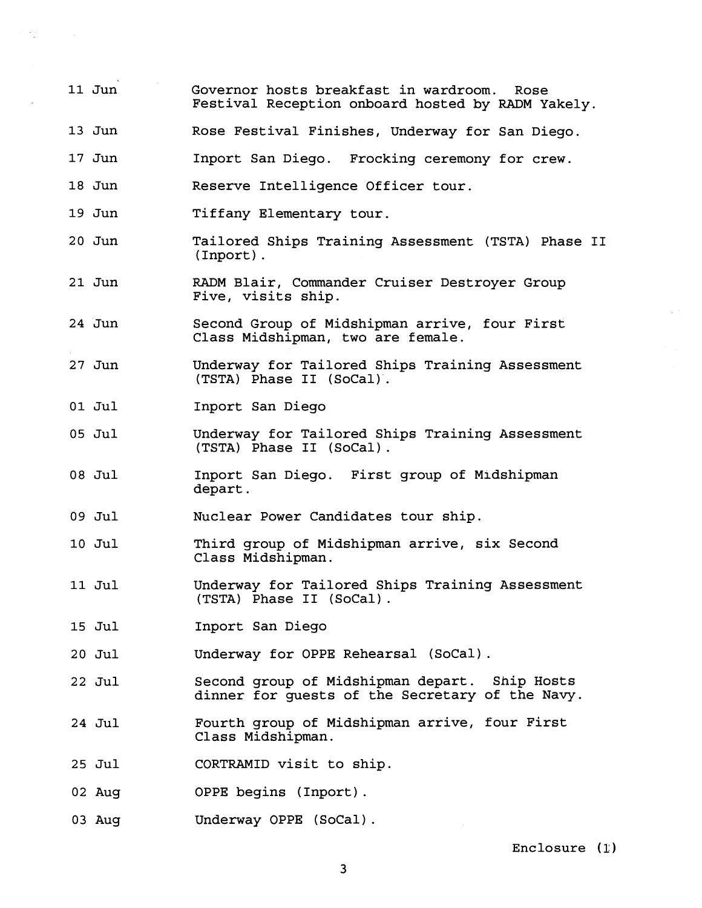11 Jun Governor hosts breakfast in wardroom. Rose Festival Reception onboard hosted by RADM Yakely.

13 Jun Rose Festival Finishes, Underway for San Diego.

17 Jun Inport San Diego. Frocking ceremony for crew.

18 Jun Reserve Intelligence Officer tour.

19 Jun Tiffany Elementary tour.

20 Jun Tailored Ships Training Assessment (TSTA) Phase II (Inport).

21 Jun RADM Blair, Commander Cruiser Destroyer Group Five, visits ship.

24 Jun Second Group of Midshipman arrive, four First Class Midshipman, two are female.

27 Jun Underway for Tailored Ships Training Assessment (TSTA) Phase II (SoCal).

01 Jul Inport San Diego

05 Jul Underway for Tailored Ships Training Assessment (TSTA) Phase II (SoCal).

08 Jul Inport San Diego. First group of Midshipman depart.

09 Jul Nuclear Power Candidates tour ship.

10 Jul Third group of Midshipman arrive, six Second Class Midshipman.

11 Jul Underway for Tailored Ships Training Assessment (TSTA) Phase II (SoCal).

15 Jul Inport San Diego

20 Jul Underway for OPPE Rehearsal (SoCal).

22 Jul Second group of Midshipman depart. Ship Hosts dinner for guests of the Secretary of the Navy.

24 Jul Fourth group of Midshipman arrive, four First Class Midshipman.

25 Jul CORTRAMID visit to ship.

02 Aug OPPE begins (Inport).

03 Aug Underway OPPE (SoCal).

Enclosure (1)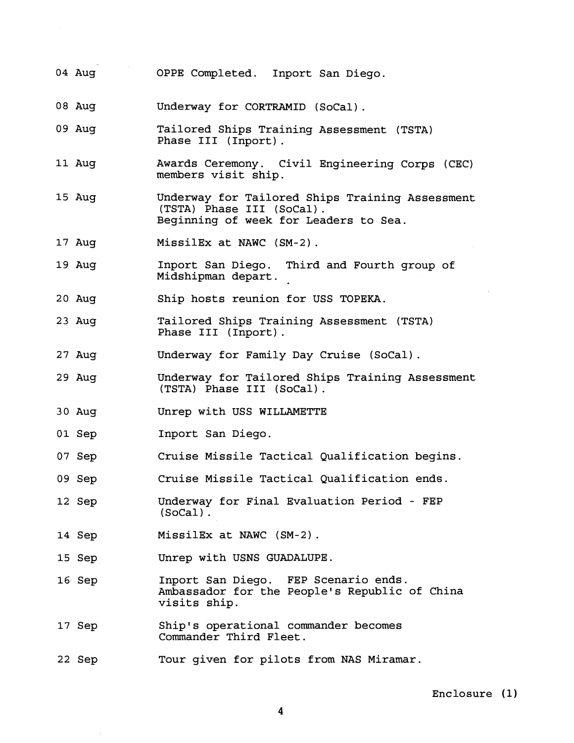| | |
|---|---|
| 04 Aug | OPPE Completed. Inport San Diego. |
| 08 Aug | Underway for CORTRAMID (SoCal). |
| 09 Aug | Tailored Ships Training Assessment (TSTA) Phase III (Inport). |
| 11 Aug | Awards Ceremony. Civil Engineering Corps (CEC) members visit ship. |
| 15 Aug | Underway for Tailored Ships Training Assessment (TSTA) Phase III (SoCal). Beginning of week for Leaders to Sea. |
| 17 Aug | MissilEx at NAWC (SM-2). |
| 19 Aug | Inport San Diego. Third and Fourth group of Midshipman depart. |
| 20 Aug | Ship hosts reunion for USS TOPEKA. |
| 23 Aug | Tailored Ships Training Assessment (TSTA) Phase III (Inport). |
| 27 Aug | Underway for Family Day Cruise (SoCal). |
| 29 Aug | Underway for Tailored Ships Training Assessment (TSTA) Phase III (SoCal). |
| 30 Aug | Unrep with USS WILLAMETTE |
| 01 Sep | Inport San Diego. |
| 07 Sep | Cruise Missile Tactical Qualification begins. |
| 09 Sep | Cruise Missile Tactical Qualification ends. |
| 12 Sep | Underway for Final Evaluation Period - FEP (SoCal). |
| 14 Sep | MissilEx at NAWC (SM-2). |
| 15 Sep | Unrep with USNS GUADALUPE. |
| 16 Sep | Inport San Diego. FEP Scenario ends. Ambassador for the People's Republic of China visits ship. |
| 17 Sep | Ship's operational commander becomes Commander Third Fleet. |
| 22 Sep | Tour given for pilots from NAS Miramar. |

Enclosure (1)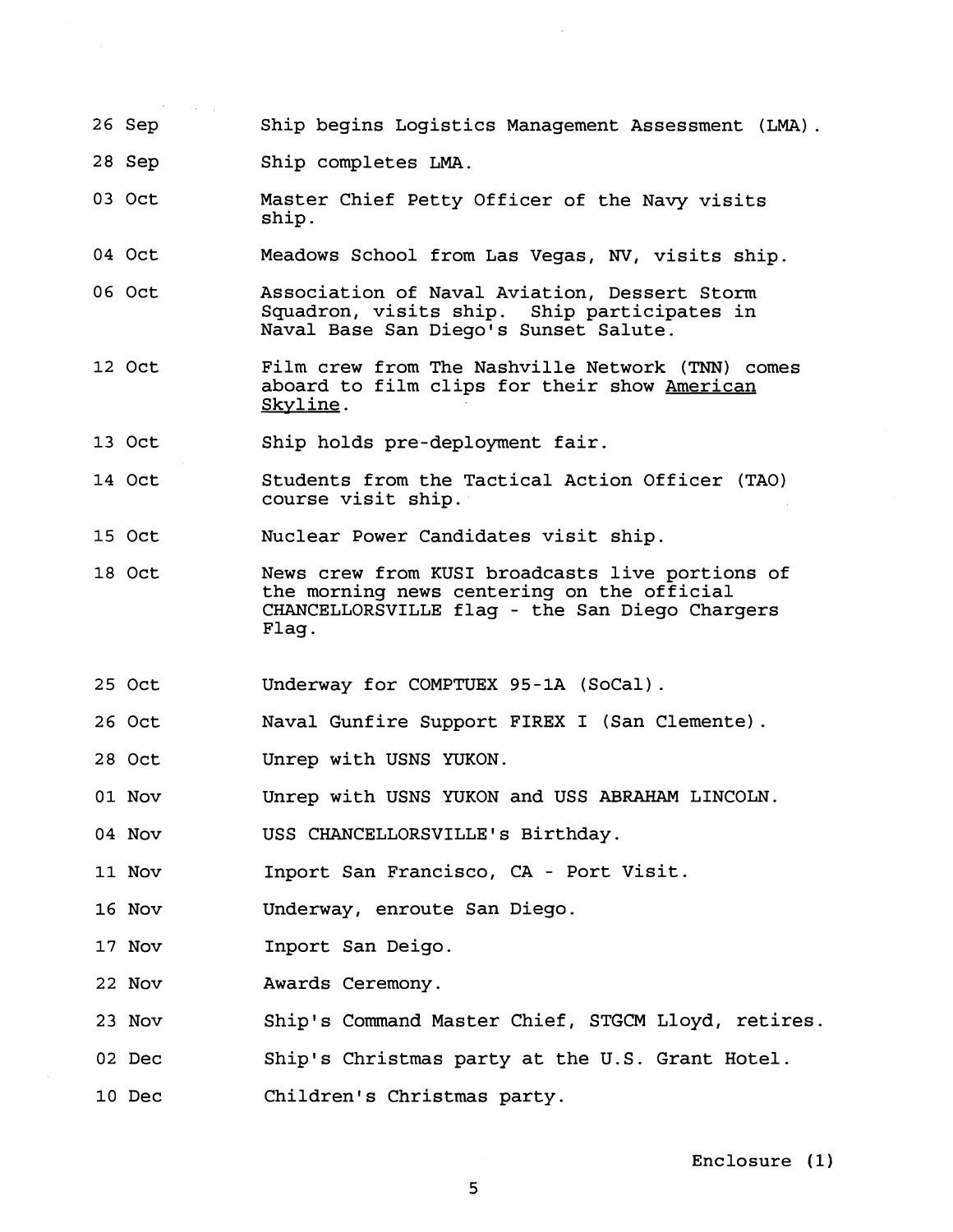| | |
|---|---|
| 26 Sep | Ship begins Logistics Management Assessment (LMA). |
| 28 Sep | Ship completes LMA. |
| 03 Oct | Master Chief Petty Officer of the Navy visits ship. |
| 04 Oct | Meadows School from Las Vegas, NV, visits ship. |
| 06 Oct | Association of Naval Aviation, Dessert Storm Squadron, visits ship. Ship participates in Naval Base San Diego's Sunset Salute. |
| 12 Oct | Film crew from The Nashville Network (TNN) comes aboard to film clips for their show American Skyline. |
| 13 Oct | Ship holds pre-deployment fair. |
| 14 Oct | Students from the Tactical Action Officer (TAO) course visit ship. |
| 15 Oct | Nuclear Power Candidates visit ship. |
| 18 Oct | News crew from KUSI broadcasts live portions of the morning news centering on the official CHANCELLORSVILLE flag - the San Diego Chargers Flag. |
| 25 Oct | Underway for COMPTUEX 95-1A (SoCal). |
| 26 Oct | Naval Gunfire Support FIREX I (San Clemente). |
| 28 Oct | Unrep with USNS YUKON. |
| 01 Nov | Unrep with USNS YUKON and USS ABRAHAM LINCOLN. |
| 04 Nov | USS CHANCELLORSVILLE's Birthday. |
| 11 Nov | Inport San Francisco, CA - Port Visit. |
| 16 Nov | Underway, enroute San Diego. |
| 17 Nov | Inport San Deigo. |
| 22 Nov | Awards Ceremony. |
| 23 Nov | Ship's Command Master Chief, STGCM Lloyd, retires. |
| 02 Dec | Ship's Christmas party at the U.S. Grant Hotel. |
| 10 Dec | Children's Christmas party. |

Enclosure (1)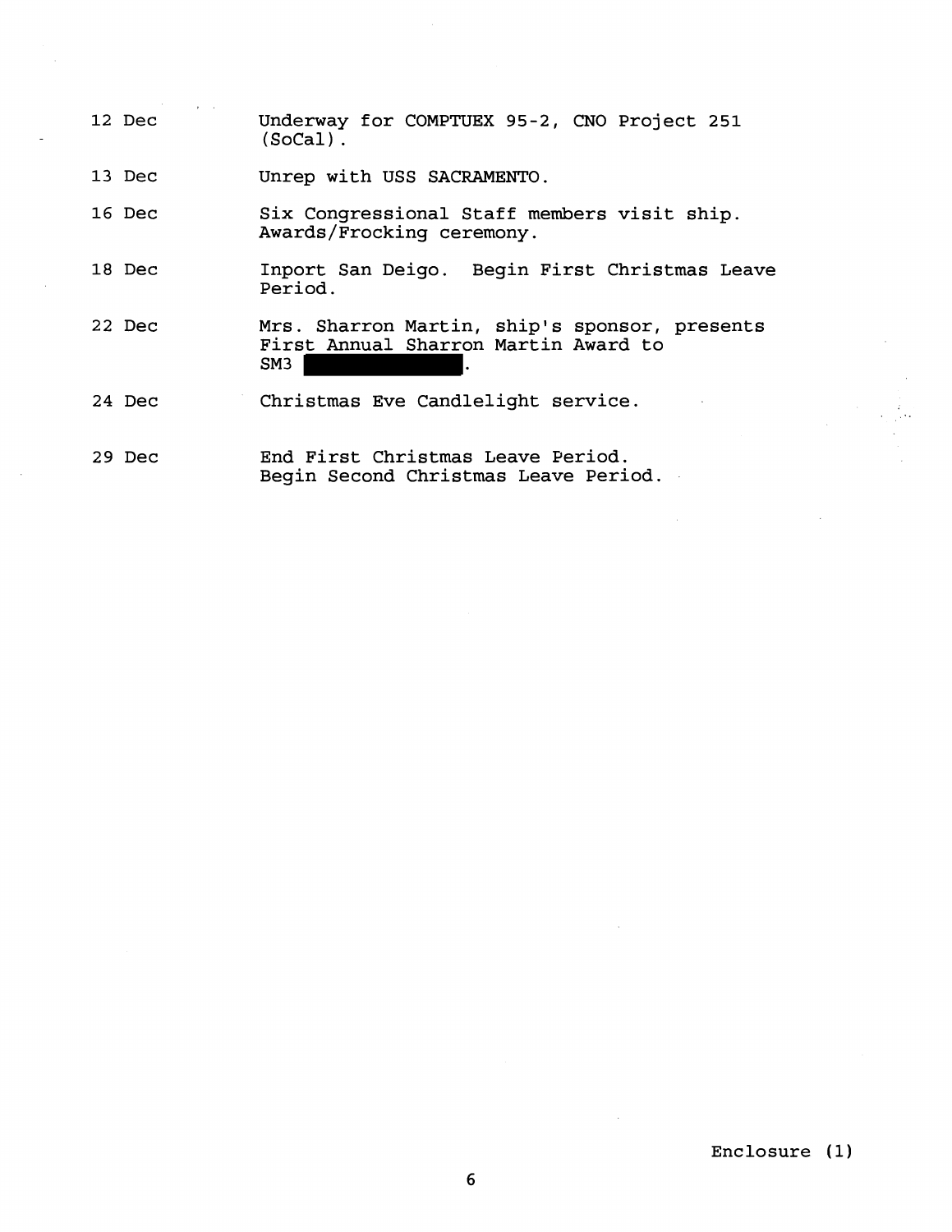| | |
|---|---|
| 12 Dec | Underway for COMPTUEX 95-2, CNO Project 251 (SoCal). |
| 13 Dec | Unrep with USS SACRAMENTO. |
| 16 Dec | Six Congressional Staff members visit ship. Awards/Frocking ceremony. |
| 18 Dec | Inport San Deigo. Begin First Christmas Leave Period. |
| 22 Dec | Mrs. Sharron Martin, ship's sponsor, presents First Annual Sharron Martin Award to SM3 ██████. |
| 24 Dec | Christmas Eve Candlelight service. |
| 29 Dec | End First Christmas Leave Period. Begin Second Christmas Leave Period. |

Enclosure (1)